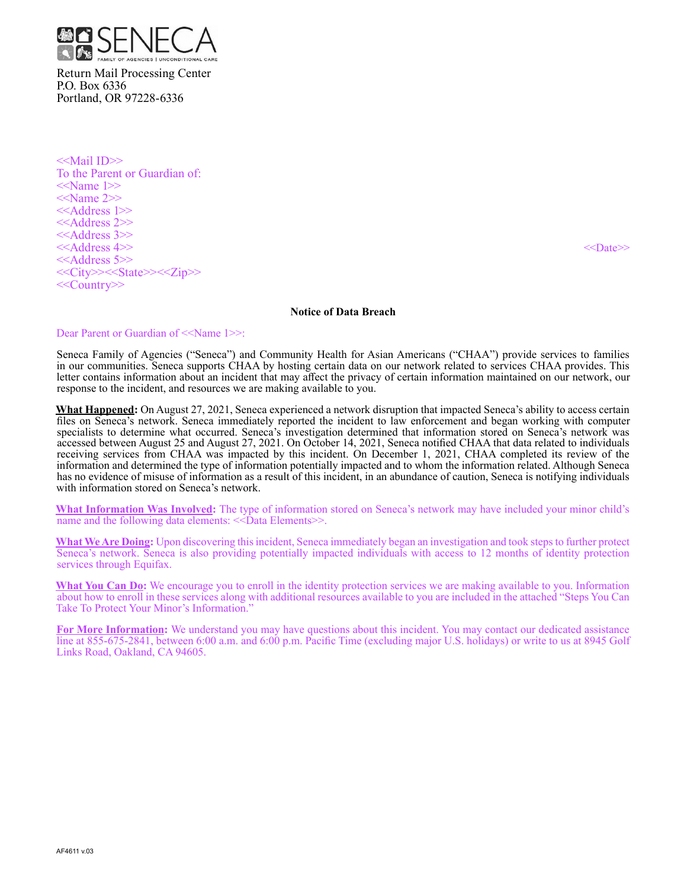SENECA
FAMILY OF AGENCIES | UNCONDITIONAL CARE

Return Mail Processing Center
P.O. Box 6336
Portland, OR 97228-6336

<<Mail ID>>
To the Parent or Guardian of:
<<Name 1>>
<<Name 2>>
<<Address 1>>
<<Address 2>>
<<Address 3>>
<<Address 4>>
<<Address 5>>
<<City>><<State>><<Zip>>
<<Country>>

<<Date>>

**Notice of Data Breach**

Dear Parent or Guardian of <<Name 1>>:

Seneca Family of Agencies ("Seneca") and Community Health for Asian Americans ("CHAA") provide services to families in our communities. Seneca supports CHAA by hosting certain data on our network related to services CHAA provides. This letter contains information about an incident that may affect the privacy of certain information maintained on our network, our response to the incident, and resources we are making available to you.

**What Happened:** On August 27, 2021, Seneca experienced a network disruption that impacted Seneca's ability to access certain files on Seneca's network. Seneca immediately reported the incident to law enforcement and began working with computer specialists to determine what occurred. Seneca's investigation determined that information stored on Seneca's network was accessed between August 25 and August 27, 2021. On October 14, 2021, Seneca notified CHAA that data related to individuals receiving services from CHAA was impacted by this incident. On December 1, 2021, CHAA completed its review of the information and determined the type of information potentially impacted and to whom the information related. Although Seneca has no evidence of misuse of information as a result of this incident, in an abundance of caution, Seneca is notifying individuals with information stored on Seneca's network.

**What Information Was Involved:** The type of information stored on Seneca's network may have included your minor child's name and the following data elements: <<Data Elements>>.

**What We Are Doing:** Upon discovering this incident, Seneca immediately began an investigation and took steps to further protect Seneca's network. Seneca is also providing potentially impacted individuals with access to 12 months of identity protection services through Equifax.

**What You Can Do:** We encourage you to enroll in the identity protection services we are making available to you. Information about how to enroll in these services along with additional resources available to you are included in the attached "Steps You Can Take To Protect Your Minor's Information."

**For More Information:** We understand you may have questions about this incident. You may contact our dedicated assistance line at 855-675-2841, between 6:00 a.m. and 6:00 p.m. Pacific Time (excluding major U.S. holidays) or write to us at 8945 Golf Links Road, Oakland, CA 94605.

AF4611 v.03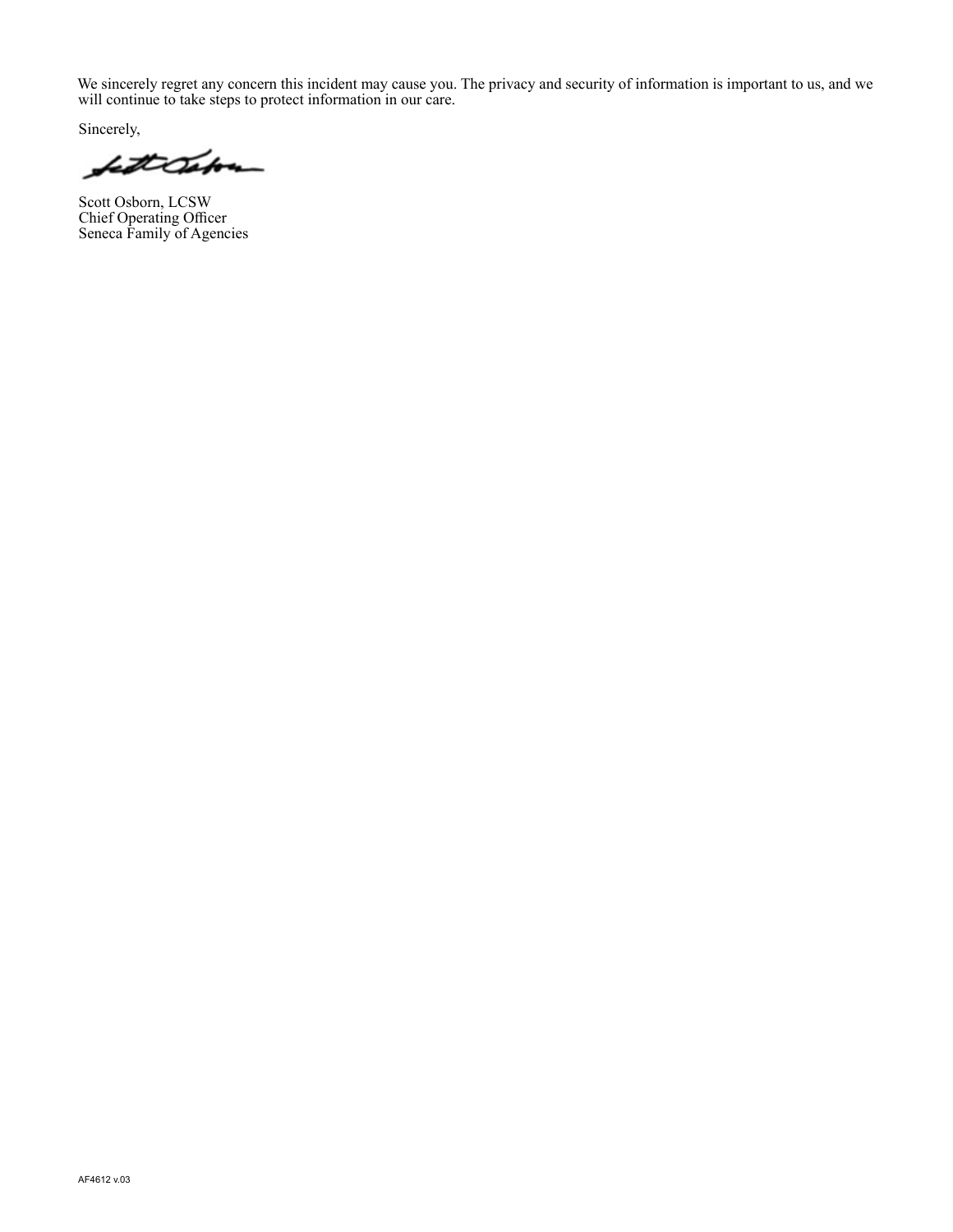We sincerely regret any concern this incident may cause you. The privacy and security of information is important to us, and we will continue to take steps to protect information in our care.

Sincerely,

Scott Osborn, LCSW
Chief Operating Officer
Seneca Family of Agencies

AF4612 v.03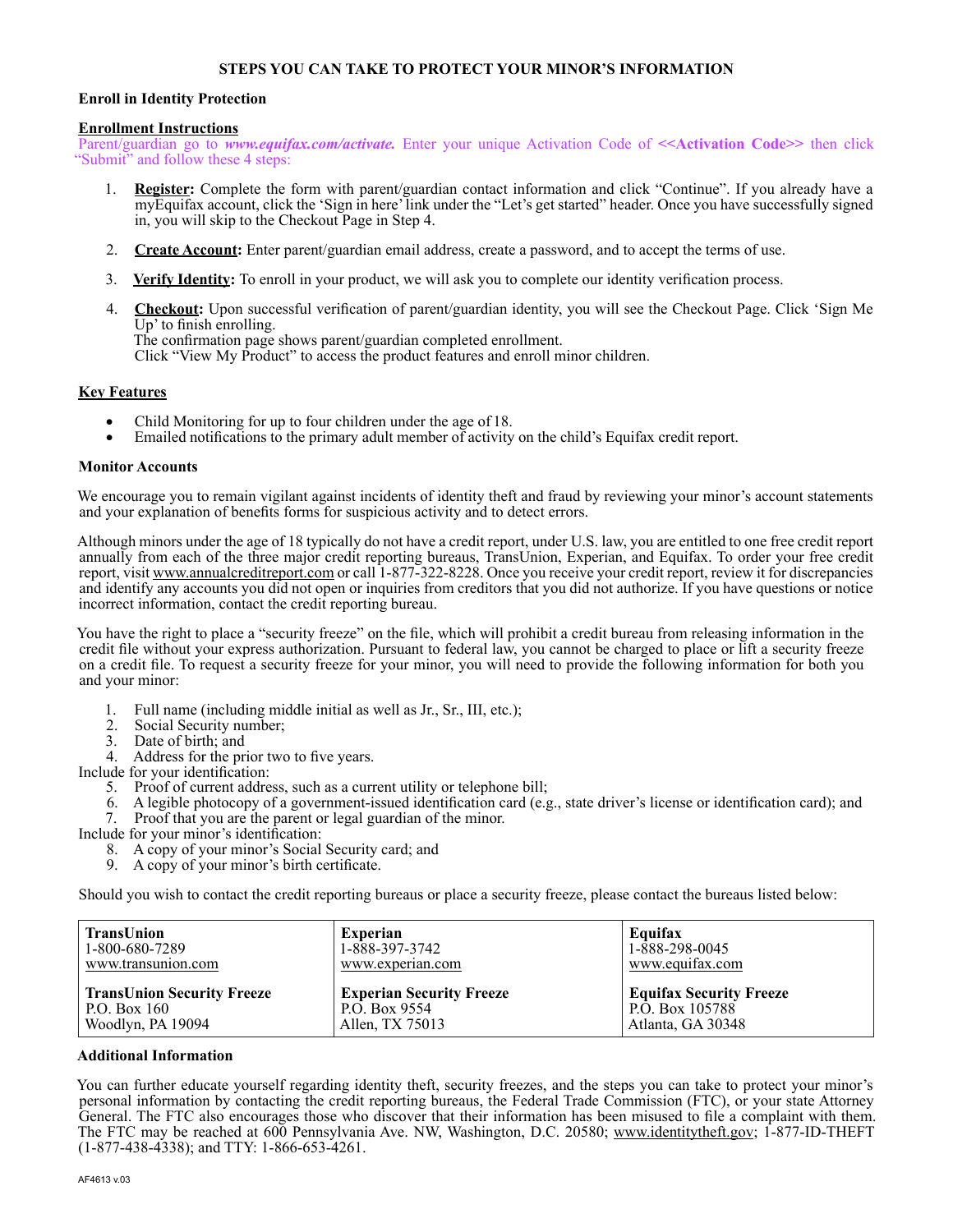# STEPS YOU CAN TAKE TO PROTECT YOUR MINOR'S INFORMATION

**Enroll in Identity Protection**

**Enrollment Instructions**

Parent/guardian go to ***www.equifax.com/activate.*** Enter your unique Activation Code of **<<Activation Code>>** then click "Submit" and follow these 4 steps:

1. **Register:** Complete the form with parent/guardian contact information and click "Continue". If you already have a myEquifax account, click the 'Sign in here' link under the "Let's get started" header. Once you have successfully signed in, you will skip to the Checkout Page in Step 4.

2. **Create Account:** Enter parent/guardian email address, create a password, and to accept the terms of use.

3. **Verify Identity:** To enroll in your product, we will ask you to complete our identity verification process.

4. **Checkout:** Upon successful verification of parent/guardian identity, you will see the Checkout Page. Click 'Sign Me Up' to finish enrolling.
   The confirmation page shows parent/guardian completed enrollment.
   Click "View My Product" to access the product features and enroll minor children.

**Key Features**

- Child Monitoring for up to four children under the age of 18.
- Emailed notifications to the primary adult member of activity on the child's Equifax credit report.

**Monitor Accounts**

We encourage you to remain vigilant against incidents of identity theft and fraud by reviewing your minor's account statements and your explanation of benefits forms for suspicious activity and to detect errors.

Although minors under the age of 18 typically do not have a credit report, under U.S. law, you are entitled to one free credit report annually from each of the three major credit reporting bureaus, TransUnion, Experian, and Equifax. To order your free credit report, visit www.annualcreditreport.com or call 1-877-322-8228. Once you receive your credit report, review it for discrepancies and identify any accounts you did not open or inquiries from creditors that you did not authorize. If you have questions or notice incorrect information, contact the credit reporting bureau.

You have the right to place a "security freeze" on the file, which will prohibit a credit bureau from releasing information in the credit file without your express authorization. Pursuant to federal law, you cannot be charged to place or lift a security freeze on a credit file. To request a security freeze for your minor, you will need to provide the following information for both you and your minor:

1. Full name (including middle initial as well as Jr., Sr., III, etc.);
2. Social Security number;
3. Date of birth; and
4. Address for the prior two to five years.

Include for your identification:

5. Proof of current address, such as a current utility or telephone bill;
6. A legible photocopy of a government-issued identification card (e.g., state driver's license or identification card); and
7. Proof that you are the parent or legal guardian of the minor.

Include for your minor's identification:

8. A copy of your minor's Social Security card; and
9. A copy of your minor's birth certificate.

Should you wish to contact the credit reporting bureaus or place a security freeze, please contact the bureaus listed below:

| | | |
|---|---|---|
| **TransUnion**<br>1-800-680-7289<br>www.transunion.com | **Experian**<br>1-888-397-3742<br>www.experian.com | **Equifax**<br>1-888-298-0045<br>www.equifax.com |
| **TransUnion Security Freeze**<br>P.O. Box 160<br>Woodlyn, PA 19094 | **Experian Security Freeze**<br>P.O. Box 9554<br>Allen, TX 75013 | **Equifax Security Freeze**<br>P.O. Box 105788<br>Atlanta, GA 30348 |

**Additional Information**

You can further educate yourself regarding identity theft, security freezes, and the steps you can take to protect your minor's personal information by contacting the credit reporting bureaus, the Federal Trade Commission (FTC), or your state Attorney General. The FTC also encourages those who discover that their information has been misused to file a complaint with them. The FTC may be reached at 600 Pennsylvania Ave. NW, Washington, D.C. 20580; www.identitytheft.gov; 1-877-ID-THEFT (1-877-438-4338); and TTY: 1-866-653-4261.

AF4613 v.03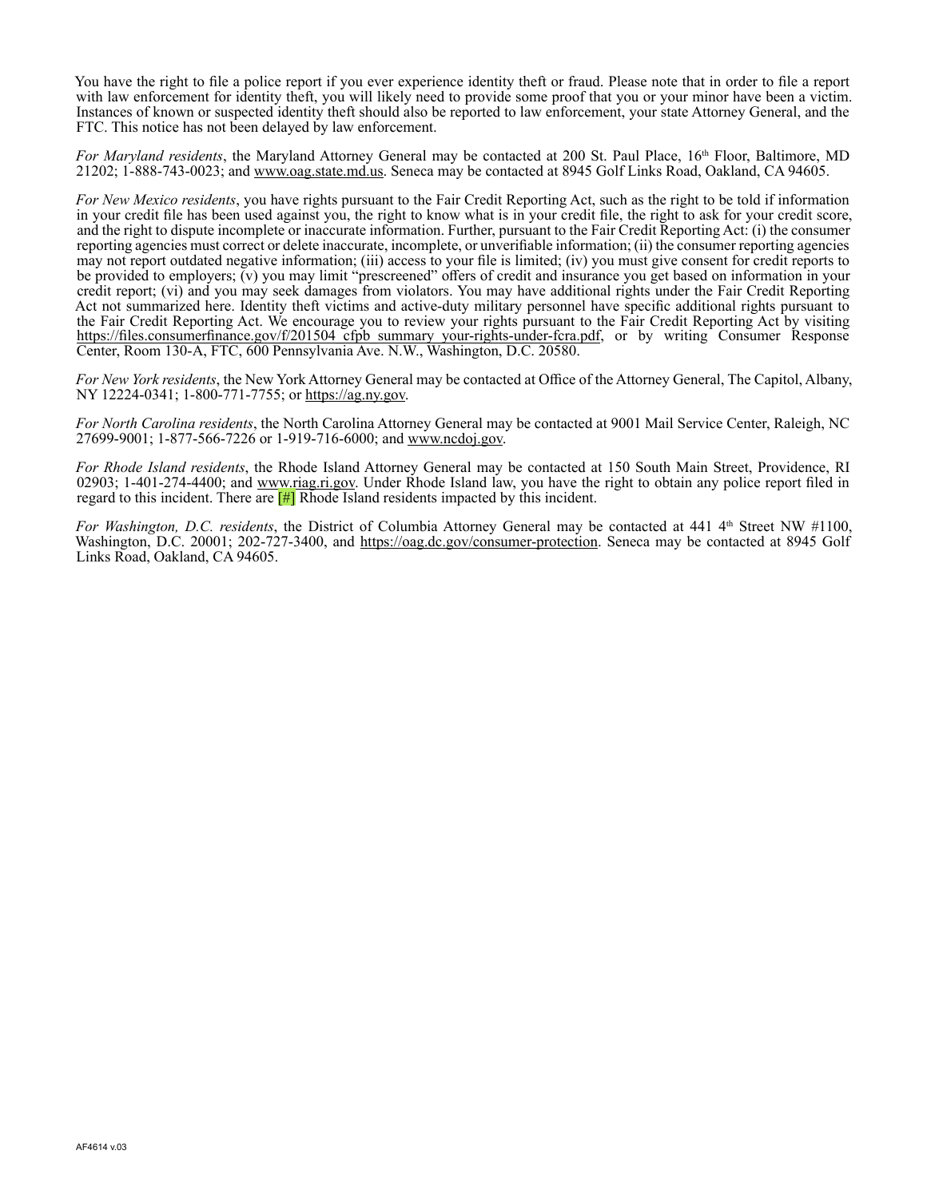You have the right to file a police report if you ever experience identity theft or fraud. Please note that in order to file a report with law enforcement for identity theft, you will likely need to provide some proof that you or your minor have been a victim. Instances of known or suspected identity theft should also be reported to law enforcement, your state Attorney General, and the FTC. This notice has not been delayed by law enforcement.

*For Maryland residents*, the Maryland Attorney General may be contacted at 200 St. Paul Place, 16th Floor, Baltimore, MD 21202; 1-888-743-0023; and www.oag.state.md.us. Seneca may be contacted at 8945 Golf Links Road, Oakland, CA 94605.

*For New Mexico residents*, you have rights pursuant to the Fair Credit Reporting Act, such as the right to be told if information in your credit file has been used against you, the right to know what is in your credit file, the right to ask for your credit score, and the right to dispute incomplete or inaccurate information. Further, pursuant to the Fair Credit Reporting Act: (i) the consumer reporting agencies must correct or delete inaccurate, incomplete, or unverifiable information; (ii) the consumer reporting agencies may not report outdated negative information; (iii) access to your file is limited; (iv) you must give consent for credit reports to be provided to employers; (v) you may limit "prescreened" offers of credit and insurance you get based on information in your credit report; (vi) and you may seek damages from violators. You may have additional rights under the Fair Credit Reporting Act not summarized here. Identity theft victims and active-duty military personnel have specific additional rights pursuant to the Fair Credit Reporting Act. We encourage you to review your rights pursuant to the Fair Credit Reporting Act by visiting https://files.consumerfinance.gov/f/201504_cfpb_summary_your-rights-under-fcra.pdf, or by writing Consumer Response Center, Room 130-A, FTC, 600 Pennsylvania Ave. N.W., Washington, D.C. 20580.

*For New York residents*, the New York Attorney General may be contacted at Office of the Attorney General, The Capitol, Albany, NY 12224-0341; 1-800-771-7755; or https://ag.ny.gov.

*For North Carolina residents*, the North Carolina Attorney General may be contacted at 9001 Mail Service Center, Raleigh, NC 27699-9001; 1-877-566-7226 or 1-919-716-6000; and www.ncdoj.gov.

*For Rhode Island residents*, the Rhode Island Attorney General may be contacted at 150 South Main Street, Providence, RI 02903; 1-401-274-4400; and www.riag.ri.gov. Under Rhode Island law, you have the right to obtain any police report filed in regard to this incident. There are [#] Rhode Island residents impacted by this incident.

*For Washington, D.C. residents*, the District of Columbia Attorney General may be contacted at 441 4th Street NW #1100, Washington, D.C. 20001; 202-727-3400, and https://oag.dc.gov/consumer-protection. Seneca may be contacted at 8945 Golf Links Road, Oakland, CA 94605.

AF4614 v.03